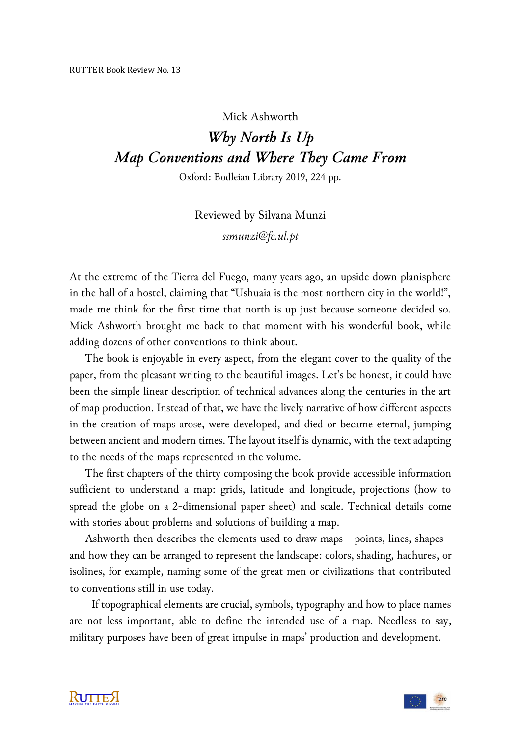RUTTER Book Review No. 13

Mick Ashworth

# *Why North Is Up*
# *Map Conventions and Where They Came From*

Oxford: Bodleian Library 2019, 224 pp.

Reviewed by Silvana Munzi

*ssmunzi@fc.ul.pt*

At the extreme of the Tierra del Fuego, many years ago, an upside down planisphere in the hall of a hostel, claiming that "Ushuaia is the most northern city in the world!", made me think for the first time that north is up just because someone decided so. Mick Ashworth brought me back to that moment with his wonderful book, while adding dozens of other conventions to think about.

The book is enjoyable in every aspect, from the elegant cover to the quality of the paper, from the pleasant writing to the beautiful images. Let's be honest, it could have been the simple linear description of technical advances along the centuries in the art of map production. Instead of that, we have the lively narrative of how different aspects in the creation of maps arose, were developed, and died or became eternal, jumping between ancient and modern times. The layout itself is dynamic, with the text adapting to the needs of the maps represented in the volume.

The first chapters of the thirty composing the book provide accessible information sufficient to understand a map: grids, latitude and longitude, projections (how to spread the globe on a 2-dimensional paper sheet) and scale. Technical details come with stories about problems and solutions of building a map.

Ashworth then describes the elements used to draw maps - points, lines, shapes - and how they can be arranged to represent the landscape: colors, shading, hachures, or isolines, for example, naming some of the great men or civilizations that contributed to conventions still in use today.

If topographical elements are crucial, symbols, typography and how to place names are not less important, able to define the intended use of a map. Needless to say, military purposes have been of great impulse in maps' production and development.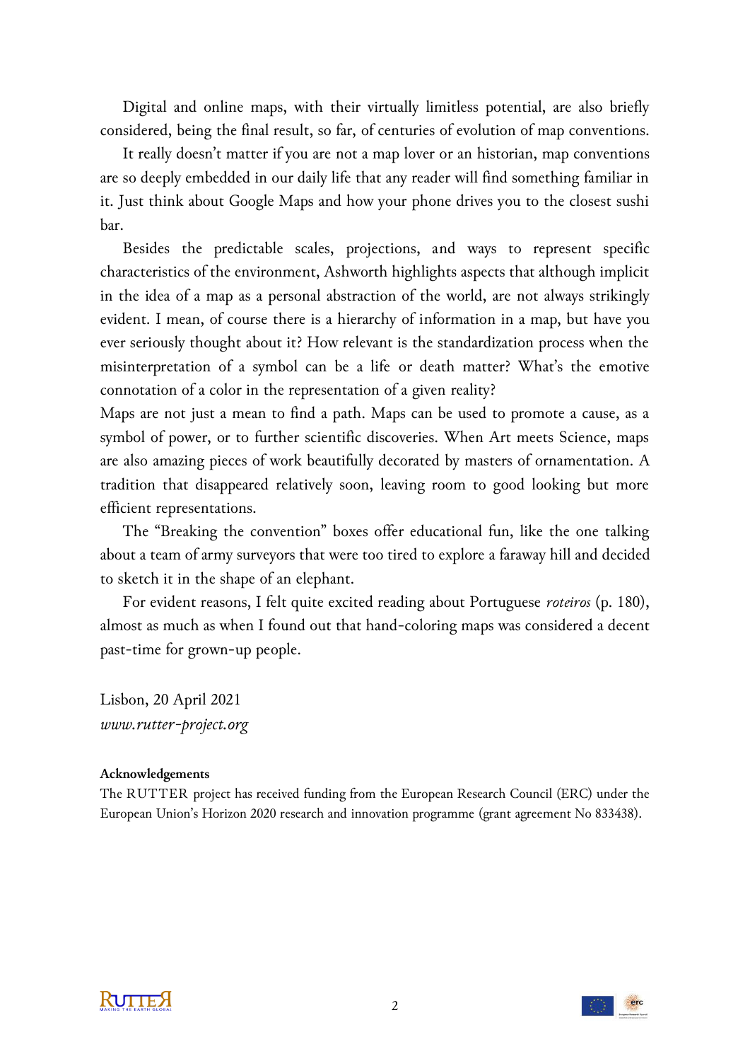Digital and online maps, with their virtually limitless potential, are also briefly considered, being the final result, so far, of centuries of evolution of map conventions.

It really doesn't matter if you are not a map lover or an historian, map conventions are so deeply embedded in our daily life that any reader will find something familiar in it. Just think about Google Maps and how your phone drives you to the closest sushi bar.

Besides the predictable scales, projections, and ways to represent specific characteristics of the environment, Ashworth highlights aspects that although implicit in the idea of a map as a personal abstraction of the world, are not always strikingly evident. I mean, of course there is a hierarchy of information in a map, but have you ever seriously thought about it? How relevant is the standardization process when the misinterpretation of a symbol can be a life or death matter? What's the emotive connotation of a color in the representation of a given reality?

Maps are not just a mean to find a path. Maps can be used to promote a cause, as a symbol of power, or to further scientific discoveries. When Art meets Science, maps are also amazing pieces of work beautifully decorated by masters of ornamentation. A tradition that disappeared relatively soon, leaving room to good looking but more efficient representations.

The "Breaking the convention" boxes offer educational fun, like the one talking about a team of army surveyors that were too tired to explore a faraway hill and decided to sketch it in the shape of an elephant.

For evident reasons, I felt quite excited reading about Portuguese *roteiros* (p. 180), almost as much as when I found out that hand-coloring maps was considered a decent past-time for grown-up people.

Lisbon, 20 April 2021
*www.rutter-project.org*

**Acknowledgements**

The RUTTER project has received funding from the European Research Council (ERC) under the European Union's Horizon 2020 research and innovation programme (grant agreement No 833438).